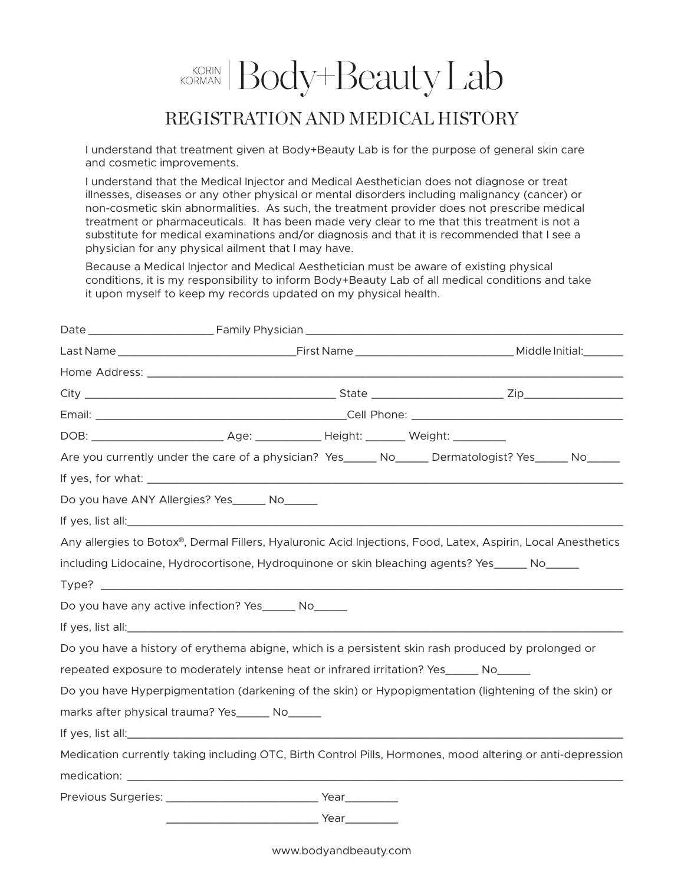KORIN KORMAN | Body+Beauty Lab

# REGISTRATION AND MEDICAL HISTORY

I understand that treatment given at Body+Beauty Lab is for the purpose of general skin care and cosmetic improvements.

I understand that the Medical Injector and Medical Aesthetician does not diagnose or treat illnesses, diseases or any other physical or mental disorders including malignancy (cancer) or non-cosmetic skin abnormalities. As such, the treatment provider does not prescribe medical treatment or pharmaceuticals. It has been made very clear to me that this treatment is not a substitute for medical examinations and/or diagnosis and that it is recommended that I see a physician for any physical ailment that I may have.

Because a Medical Injector and Medical Aesthetician must be aware of existing physical conditions, it is my responsibility to inform Body+Beauty Lab of all medical conditions and take it upon myself to keep my records updated on my physical health.

Date ____________________ Family Physician ____________________________________________________

Last Name ____________________________ First Name ________________________ Middle Initial: ______

Home Address: ________________________________________________________________________

City ______________________________________ State ____________________ Zip _______________

Email: ______________________________________ Cell Phone: _________________________________

DOB: ____________________ Age: __________ Height: ______ Weight: ________

Are you currently under the care of a physician? Yes_____ No_____ Dermatologist? Yes_____ No_____

If yes, for what: _______________________________________________________________________

Do you have ANY Allergies? Yes_____ No_____

If yes, list all: _________________________________________________________________________

Any allergies to Botox®, Dermal Fillers, Hyaluronic Acid Injections, Food, Latex, Aspirin, Local Anesthetics including Lidocaine, Hydrocortisone, Hydroquinone or skin bleaching agents? Yes_____ No_____

Type? ________________________________________________________________________________

Do you have any active infection? Yes_____ No_____

If yes, list all: _________________________________________________________________________

Do you have a history of erythema abigne, which is a persistent skin rash produced by prolonged or repeated exposure to moderately intense heat or infrared irritation? Yes_____ No_____

Do you have Hyperpigmentation (darkening of the skin) or Hypopigmentation (lightening of the skin) or marks after physical trauma? Yes_____ No_____

If yes, list all: _________________________________________________________________________

Medication currently taking including OTC, Birth Control Pills, Hormones, mood altering or anti-depression medication: ______________________________________________________________________

Previous Surgeries: ________________________ Year________

________________________ Year________

www.bodyandbeauty.com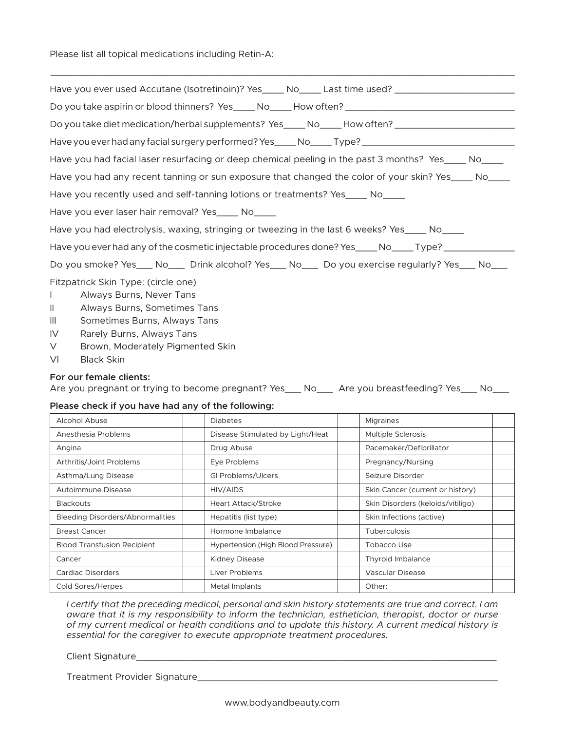Please list all topical medications including Retin-A:

_______________________________________________________________________________

Have you ever used Accutane (Isotretinoin)? Yes____ No____ Last time used? ______________________

Do you take aspirin or blood thinners? Yes____ No____ How often? ______________________________

Do you take diet medication/herbal supplements? Yes____ No____ How often? ____________________

Have you ever had any facial surgery performed? Yes____ No____ Type? ___________________________

Have you had facial laser resurfacing or deep chemical peeling in the past 3 months? Yes____ No____

Have you had any recent tanning or sun exposure that changed the color of your skin? Yes____ No____

Have you recently used and self-tanning lotions or treatments? Yes____ No____

Have you ever laser hair removal? Yes____ No____

Have you had electrolysis, waxing, stringing or tweezing in the last 6 weeks? Yes____ No____

Have you ever had any of the cosmetic injectable procedures done? Yes____ No____ Type? ____________

Do you smoke? Yes___ No___ Drink alcohol? Yes___ No___ Do you exercise regularly? Yes___ No___

Fitzpatrick Skin Type: (circle one)

- I Always Burns, Never Tans
- II Always Burns, Sometimes Tans
- III Sometimes Burns, Always Tans
- IV Rarely Burns, Always Tans
- V Brown, Moderately Pigmented Skin
- VI Black Skin

**For our female clients:**

Are you pregnant or trying to become pregnant? Yes___ No___ Are you breastfeeding? Yes___ No___

**Please check if you have had any of the following:**

| | | | | | |
|---|---|---|---|---|---|
| Alcohol Abuse | | Diabetes | | Migraines | |
| Anesthesia Problems | | Disease Stimulated by Light/Heat | | Multiple Sclerosis | |
| Angina | | Drug Abuse | | Pacemaker/Defibrillator | |
| Arthritis/Joint Problems | | Eye Problems | | Pregnancy/Nursing | |
| Asthma/Lung Disease | | GI Problems/Ulcers | | Seizure Disorder | |
| Autoimmune Disease | | HIV/AIDS | | Skin Cancer (current or history) | |
| Blackouts | | Heart Attack/Stroke | | Skin Disorders (keloids/vitiligo) | |
| Bleeding Disorders/Abnormalities | | Hepatitis (list type) | | Skin Infections (active) | |
| Breast Cancer | | Hormone Imbalance | | Tuberculosis | |
| Blood Transfusion Recipient | | Hypertension (High Blood Pressure) | | Tobacco Use | |
| Cancer | | Kidney Disease | | Thyroid Imbalance | |
| Cardiac Disorders | | Liver Problems | | Vascular Disease | |
| Cold Sores/Herpes | | Metal Implants | | Other: | |

*I certify that the preceding medical, personal and skin history statements are true and correct. I am aware that it is my responsibility to inform the technician, esthetician, therapist, doctor or nurse of my current medical or health conditions and to update this history. A current medical history is essential for the caregiver to execute appropriate treatment procedures.*

Client Signature______________________________________________________________

Treatment Provider Signature_____________________________________________________

www.bodyandbeauty.com